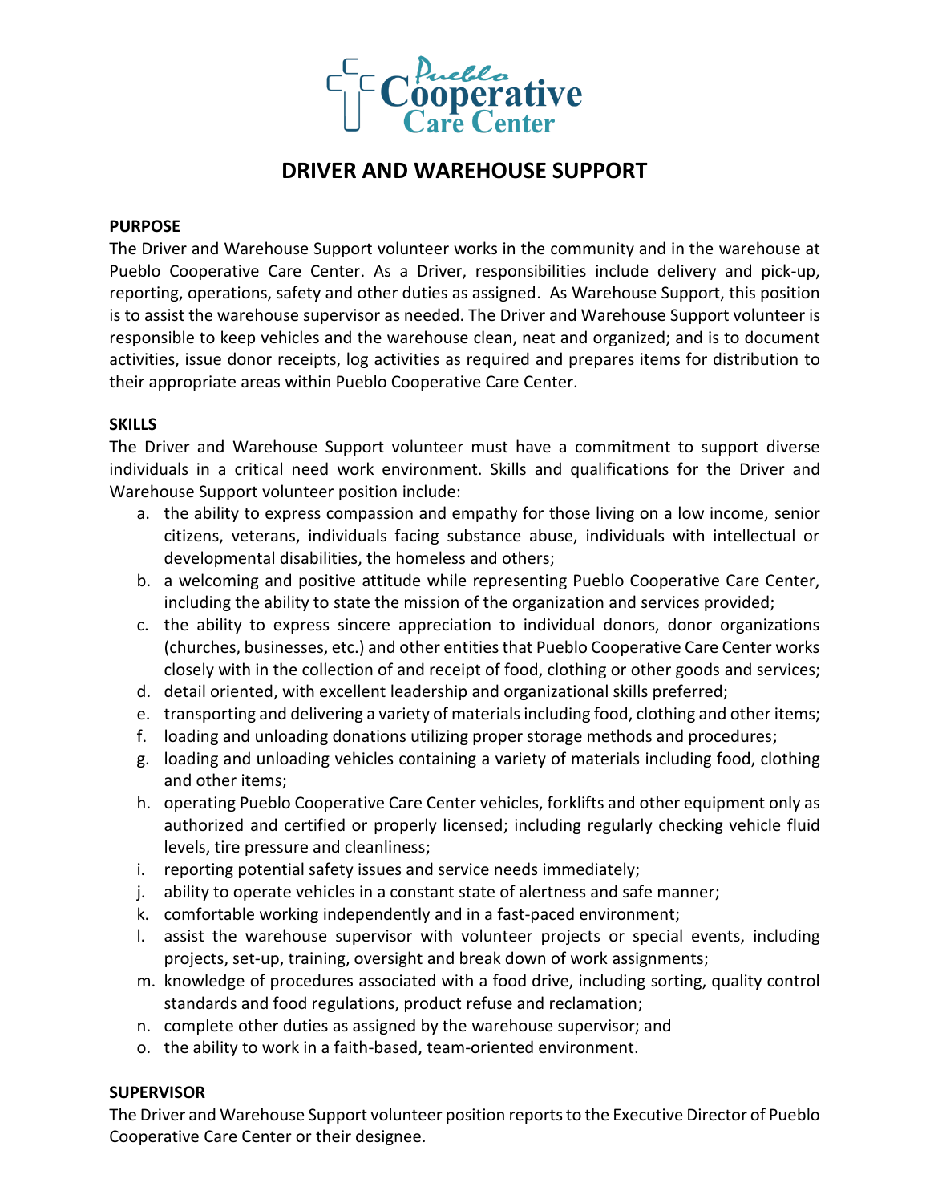# DRIVER AND WAREHOUSE SUPPORT

**PURPOSE**

The Driver and Warehouse Support volunteer works in the community and in the warehouse at Pueblo Cooperative Care Center. As a Driver, responsibilities include delivery and pick-up, reporting, operations, safety and other duties as assigned. As Warehouse Support, this position is to assist the warehouse supervisor as needed. The Driver and Warehouse Support volunteer is responsible to keep vehicles and the warehouse clean, neat and organized; and is to document activities, issue donor receipts, log activities as required and prepares items for distribution to their appropriate areas within Pueblo Cooperative Care Center.

**SKILLS**

The Driver and Warehouse Support volunteer must have a commitment to support diverse individuals in a critical need work environment. Skills and qualifications for the Driver and Warehouse Support volunteer position include:

a. the ability to express compassion and empathy for those living on a low income, senior citizens, veterans, individuals facing substance abuse, individuals with intellectual or developmental disabilities, the homeless and others;
b. a welcoming and positive attitude while representing Pueblo Cooperative Care Center, including the ability to state the mission of the organization and services provided;
c. the ability to express sincere appreciation to individual donors, donor organizations (churches, businesses, etc.) and other entities that Pueblo Cooperative Care Center works closely with in the collection of and receipt of food, clothing or other goods and services;
d. detail oriented, with excellent leadership and organizational skills preferred;
e. transporting and delivering a variety of materials including food, clothing and other items;
f. loading and unloading donations utilizing proper storage methods and procedures;
g. loading and unloading vehicles containing a variety of materials including food, clothing and other items;
h. operating Pueblo Cooperative Care Center vehicles, forklifts and other equipment only as authorized and certified or properly licensed; including regularly checking vehicle fluid levels, tire pressure and cleanliness;
i. reporting potential safety issues and service needs immediately;
j. ability to operate vehicles in a constant state of alertness and safe manner;
k. comfortable working independently and in a fast-paced environment;
l. assist the warehouse supervisor with volunteer projects or special events, including projects, set-up, training, oversight and break down of work assignments;
m. knowledge of procedures associated with a food drive, including sorting, quality control standards and food regulations, product refuse and reclamation;
n. complete other duties as assigned by the warehouse supervisor; and
o. the ability to work in a faith-based, team-oriented environment.

**SUPERVISOR**

The Driver and Warehouse Support volunteer position reports to the Executive Director of Pueblo Cooperative Care Center or their designee.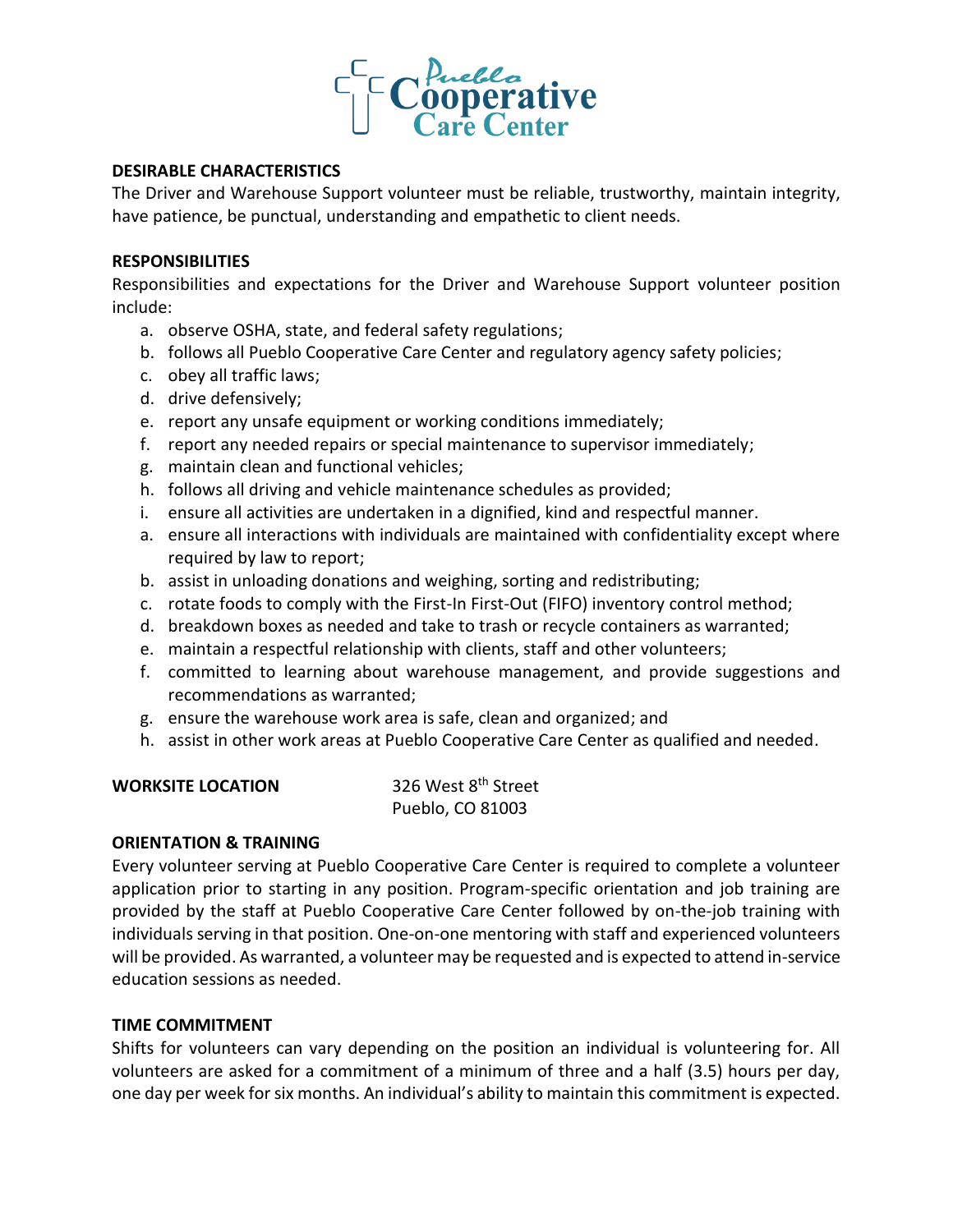**DESIRABLE CHARACTERISTICS**

The Driver and Warehouse Support volunteer must be reliable, trustworthy, maintain integrity, have patience, be punctual, understanding and empathetic to client needs.

**RESPONSIBILITIES**

Responsibilities and expectations for the Driver and Warehouse Support volunteer position include:

a. observe OSHA, state, and federal safety regulations;
b. follows all Pueblo Cooperative Care Center and regulatory agency safety policies;
c. obey all traffic laws;
d. drive defensively;
e. report any unsafe equipment or working conditions immediately;
f. report any needed repairs or special maintenance to supervisor immediately;
g. maintain clean and functional vehicles;
h. follows all driving and vehicle maintenance schedules as provided;
i. ensure all activities are undertaken in a dignified, kind and respectful manner.
a. ensure all interactions with individuals are maintained with confidentiality except where required by law to report;
b. assist in unloading donations and weighing, sorting and redistributing;
c. rotate foods to comply with the First-In First-Out (FIFO) inventory control method;
d. breakdown boxes as needed and take to trash or recycle containers as warranted;
e. maintain a respectful relationship with clients, staff and other volunteers;
f. committed to learning about warehouse management, and provide suggestions and recommendations as warranted;
g. ensure the warehouse work area is safe, clean and organized; and
h. assist in other work areas at Pueblo Cooperative Care Center as qualified and needed.

**WORKSITE LOCATION** 326 West 8th Street
Pueblo, CO 81003

**ORIENTATION & TRAINING**

Every volunteer serving at Pueblo Cooperative Care Center is required to complete a volunteer application prior to starting in any position. Program-specific orientation and job training are provided by the staff at Pueblo Cooperative Care Center followed by on-the-job training with individuals serving in that position. One-on-one mentoring with staff and experienced volunteers will be provided. As warranted, a volunteer may be requested and is expected to attend in-service education sessions as needed.

**TIME COMMITMENT**

Shifts for volunteers can vary depending on the position an individual is volunteering for. All volunteers are asked for a commitment of a minimum of three and a half (3.5) hours per day, one day per week for six months. An individual's ability to maintain this commitment is expected.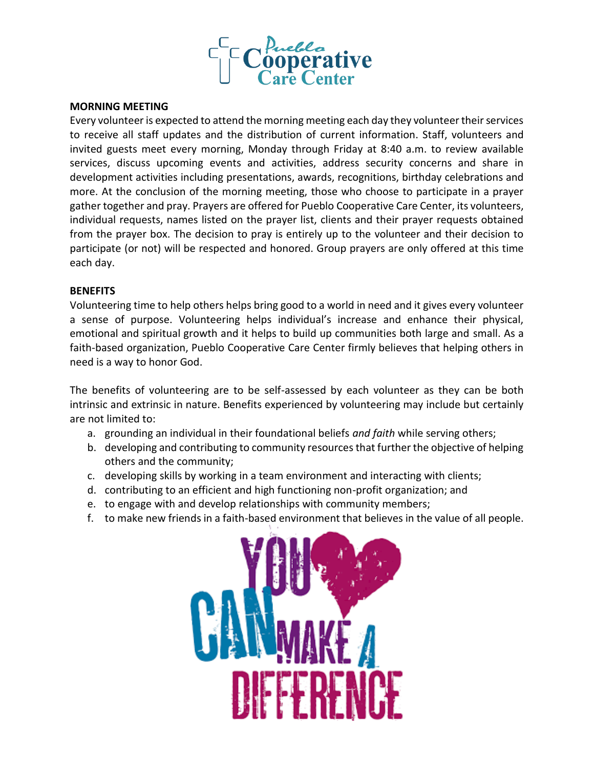**MORNING MEETING**

Every volunteer is expected to attend the morning meeting each day they volunteer their services to receive all staff updates and the distribution of current information. Staff, volunteers and invited guests meet every morning, Monday through Friday at 8:40 a.m. to review available services, discuss upcoming events and activities, address security concerns and share in development activities including presentations, awards, recognitions, birthday celebrations and more. At the conclusion of the morning meeting, those who choose to participate in a prayer gather together and pray. Prayers are offered for Pueblo Cooperative Care Center, its volunteers, individual requests, names listed on the prayer list, clients and their prayer requests obtained from the prayer box. The decision to pray is entirely up to the volunteer and their decision to participate (or not) will be respected and honored. Group prayers are only offered at this time each day.

**BENEFITS**

Volunteering time to help others helps bring good to a world in need and it gives every volunteer a sense of purpose. Volunteering helps individual's increase and enhance their physical, emotional and spiritual growth and it helps to build up communities both large and small. As a faith-based organization, Pueblo Cooperative Care Center firmly believes that helping others in need is a way to honor God.

The benefits of volunteering are to be self-assessed by each volunteer as they can be both intrinsic and extrinsic in nature. Benefits experienced by volunteering may include but certainly are not limited to:

a. grounding an individual in their foundational beliefs *and faith* while serving others;
b. developing and contributing to community resources that further the objective of helping others and the community;
c. developing skills by working in a team environment and interacting with clients;
d. contributing to an efficient and high functioning non-profit organization; and
e. to engage with and develop relationships with community members;
f. to make new friends in a faith-based environment that believes in the value of all people.

YOU CAN MAKE A DIFFERENCE